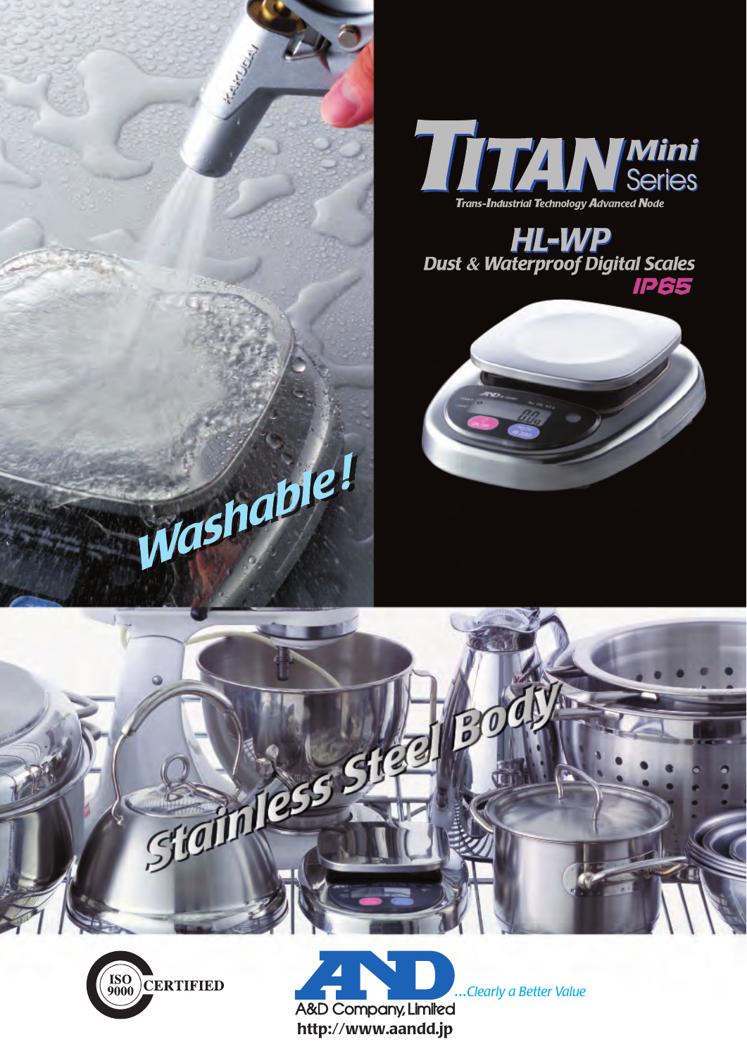# TITAN Mini Series

*Trans-Industrial Technology Advanced Node*

## HL-WP

### Dust & Waterproof Digital Scales

**IP65**

*Washable!*

*Stainless Steel Body*

ISO 9000 CERTIFIED

A&D ...Clearly a Better Value

A&D Company, Limited

**http://www.aandd.jp**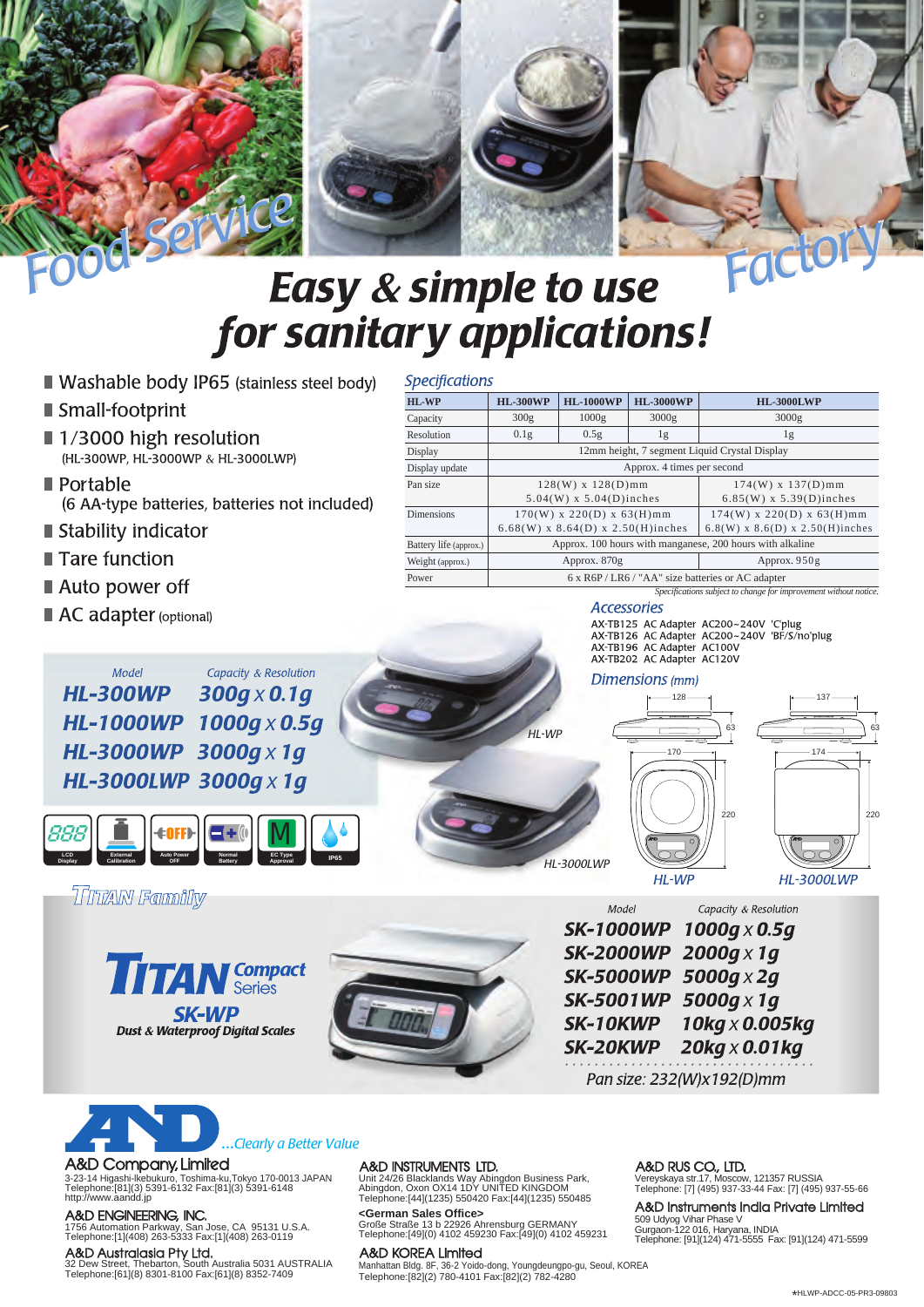Food Service

Factory

# Easy & simple to use for sanitary applications!

- Washable body IP65 (stainless steel body)
- Small-footprint
- 1/3000 high resolution (HL-300WP, HL-3000WP & HL-3000LWP)
- Portable (6 AA-type batteries, batteries not included)
- Stability indicator
- Tare function
- Auto power off
- AC adapter (optional)

## Specifications

| HL-WP | HL-300WP | HL-1000WP | HL-3000WP | HL-3000LWP |
|---|---|---|---|---|
| Capacity | 300g | 1000g | 3000g | 3000g |
| Resolution | 0.1g | 0.5g | 1g | 1g |
| Display | 12mm height, 7 segment Liquid Crystal Display | | | |
| Display update | Approx. 4 times per second | | | |
| Pan size | 128(W) x 128(D)mm 5.04(W) x 5.04(D)inches | | | 174(W) x 137(D)mm 6.85(W) x 5.39(D)inches |
| Dimensions | 170(W) x 220(D) x 63(H)mm 6.68(W) x 8.64(D) x 2.50(H)inches | | | 174(W) x 220(D) x 63(H)mm 6.8(W) x 8.6(D) x 2.50(H)inches |
| Battery life (approx.) | Approx. 100 hours with manganese, 200 hours with alkaline | | | |
| Weight (approx.) | Approx. 870g | | | Approx. 950g |
| Power | 6 x R6P / LR6 / "AA" size batteries or AC adapter | | | |

*Specifications subject to change for improvement without notice.*

## Accessories

AX-TB125 AC Adapter AC200~240V 'C'plug
AX-TB126 AC Adapter AC200~240V 'BF/S/no'plug
AX-TB196 AC Adapter AC100V
AX-TB202 AC Adapter AC120V

## Dimensions (mm)

HL-WP: 128, 63, 170, 220

HL-3000LWP: 137, 63, 174, 220

| Model | Capacity & Resolution |
|---|---|
| HL-300WP | 300g x 0.1g |
| HL-1000WP | 1000g x 0.5g |
| HL-3000WP | 3000g x 1g |
| HL-3000LWP | 3000g x 1g |

LCD Display / External Calibration / Auto Power OFF / Normal Battery / EC Type Approval / IP65

HL-WP

HL-3000LWP

## TITAN Family

**TITAN Compact Series**

**SK-WP**

**Dust & Waterproof Digital Scales**

| Model | Capacity & Resolution |
|---|---|
| SK-1000WP | 1000g x 0.5g |
| SK-2000WP | 2000g x 1g |
| SK-5000WP | 5000g x 2g |
| SK-5001WP | 5000g x 1g |
| SK-10KWP | 10kg x 0.005kg |
| SK-20KWP | 20kg x 0.01kg |

Pan size: 232(W)x192(D)mm

A&D ...Clearly a Better Value

**A&D Company, Limited**
3-23-14 Higashi-Ikebukuro, Toshima-ku,Tokyo 170-0013 JAPAN
Telephone:[81](3) 5391-6132 Fax:[81](3) 5391-6148
http://www.aandd.jp

**A&D ENGINEERING, INC.**
1756 Automation Parkway, San Jose, CA 95131 U.S.A.
Telephone:[1](408) 263-5333 Fax:[1](408) 263-0119

**A&D Australasia Pty Ltd.**
32 Dew Street, Thebarton, South Australia 5031 AUSTRALIA
Telephone:[61](8) 8301-8100 Fax:[61](8) 8352-7409

**A&D INSTRUMENTS LTD.**
Unit 24/26 Blacklands Way Abingdon Business Park, Abingdon, Oxon OX14 1DY UNITED KINGDOM
Telephone:[44](1235) 550420 Fax:[44](1235) 550485

**<German Sales Office>**
Große Straße 13 b 22926 Ahrensburg GERMANY
Telephone:[49](0) 4102 459230 Fax:[49](0) 4102 459231

**A&D KOREA Limited**
Manhattan Bldg. 8F, 36-2 Yoido-dong, Youngdeungpo-gu, Seoul, KOREA
Telephone:[82](2) 780-4101 Fax:[82](2) 782-4280

**A&D RUS CO., LTD.**
Vereyskaya str.17, Moscow, 121357 RUSSIA
Telephone: [7] (495) 937-33-44 Fax: [7] (495) 937-55-66

**A&D Instruments India Private Limited**
509 Udyog Vihar Phase V
Gurgaon-122 016, Haryana, INDIA
Telephone: [91](124) 471-5555 Fax: [91](124) 471-5599

*HLWP-ADCC-05-PR3-09803